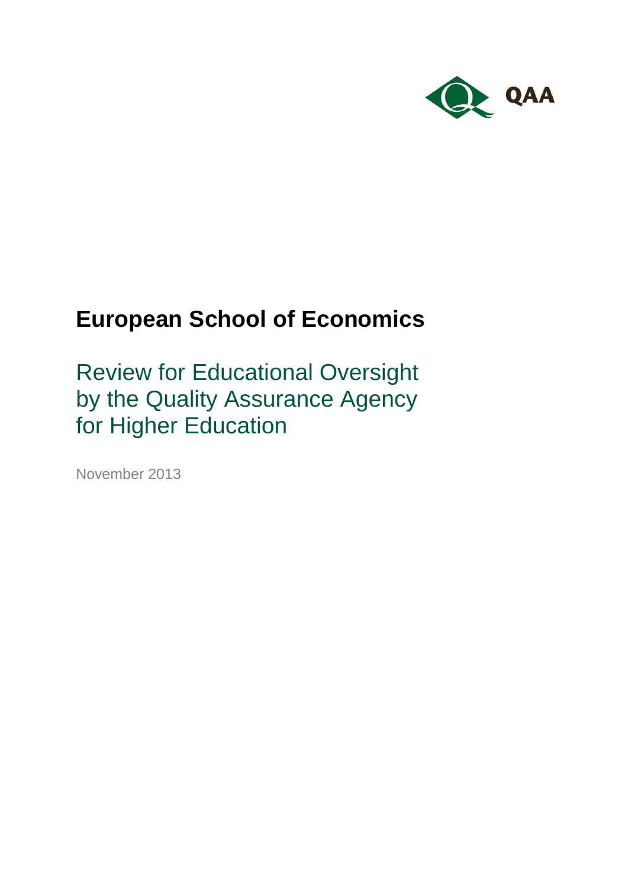QAA

# European School of Economics

## Review for Educational Oversight by the Quality Assurance Agency for Higher Education

November 2013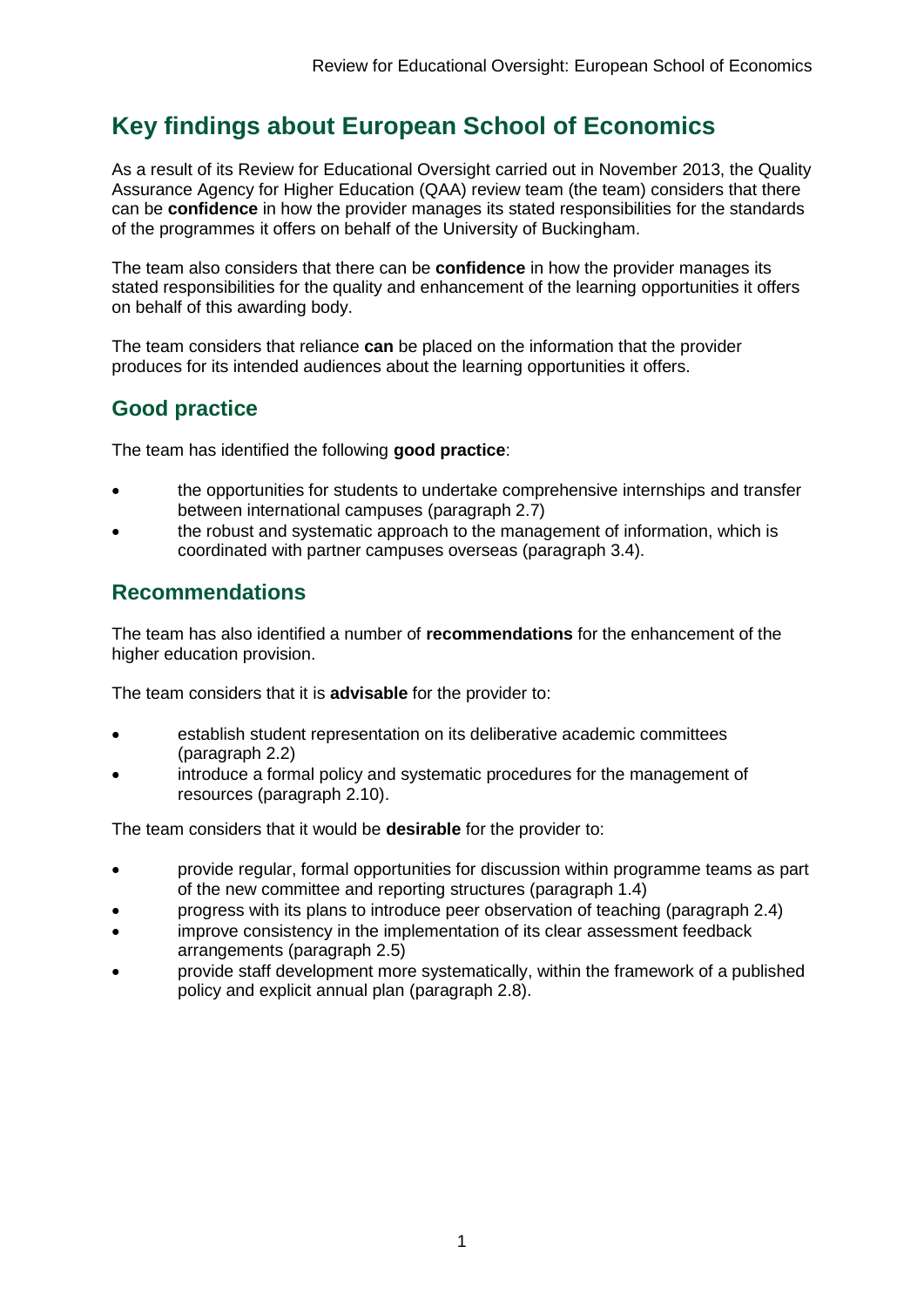# Key findings about European School of Economics

As a result of its Review for Educational Oversight carried out in November 2013, the Quality Assurance Agency for Higher Education (QAA) review team (the team) considers that there can be **confidence** in how the provider manages its stated responsibilities for the standards of the programmes it offers on behalf of the University of Buckingham.

The team also considers that there can be **confidence** in how the provider manages its stated responsibilities for the quality and enhancement of the learning opportunities it offers on behalf of this awarding body.

The team considers that reliance **can** be placed on the information that the provider produces for its intended audiences about the learning opportunities it offers.

## Good practice

The team has identified the following **good practice**:

- the opportunities for students to undertake comprehensive internships and transfer between international campuses (paragraph 2.7)
- the robust and systematic approach to the management of information, which is coordinated with partner campuses overseas (paragraph 3.4).

## Recommendations

The team has also identified a number of **recommendations** for the enhancement of the higher education provision.

The team considers that it is **advisable** for the provider to:

- establish student representation on its deliberative academic committees (paragraph 2.2)
- introduce a formal policy and systematic procedures for the management of resources (paragraph 2.10).

The team considers that it would be **desirable** for the provider to:

- provide regular, formal opportunities for discussion within programme teams as part of the new committee and reporting structures (paragraph 1.4)
- progress with its plans to introduce peer observation of teaching (paragraph 2.4)
- improve consistency in the implementation of its clear assessment feedback arrangements (paragraph 2.5)
- provide staff development more systematically, within the framework of a published policy and explicit annual plan (paragraph 2.8).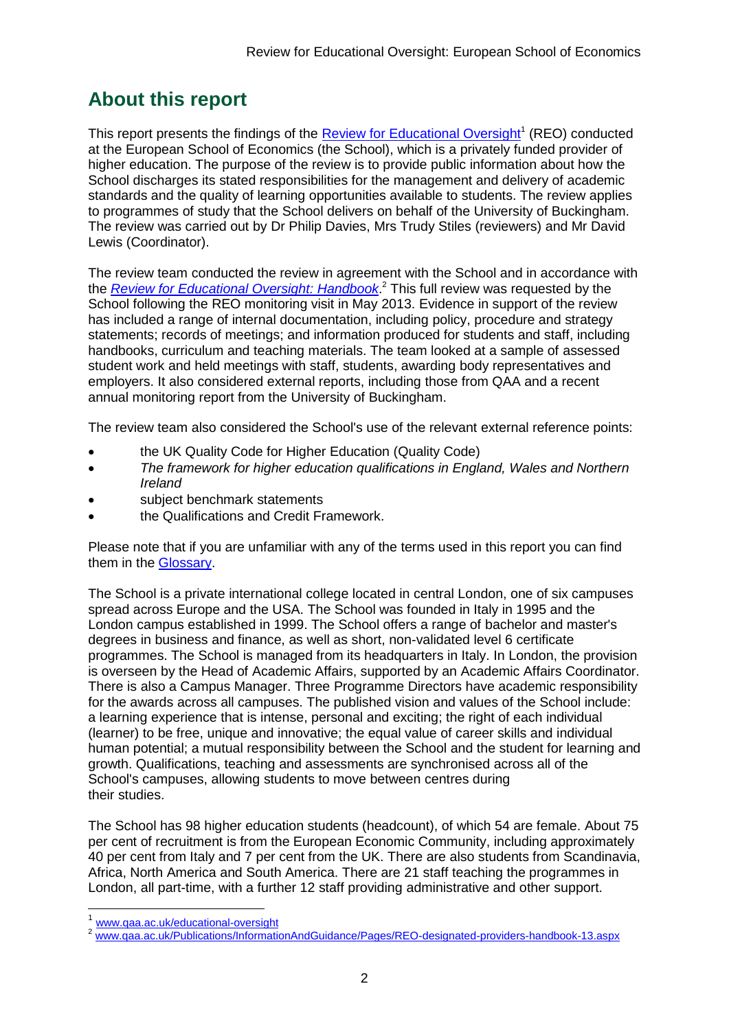## About this report

This report presents the findings of the Review for Educational Oversight[1] (REO) conducted at the European School of Economics (the School), which is a privately funded provider of higher education. The purpose of the review is to provide public information about how the School discharges its stated responsibilities for the management and delivery of academic standards and the quality of learning opportunities available to students. The review applies to programmes of study that the School delivers on behalf of the University of Buckingham. The review was carried out by Dr Philip Davies, Mrs Trudy Stiles (reviewers) and Mr David Lewis (Coordinator).

The review team conducted the review in agreement with the School and in accordance with the *Review for Educational Oversight: Handbook*.[2] This full review was requested by the School following the REO monitoring visit in May 2013. Evidence in support of the review has included a range of internal documentation, including policy, procedure and strategy statements; records of meetings; and information produced for students and staff, including handbooks, curriculum and teaching materials. The team looked at a sample of assessed student work and held meetings with staff, students, awarding body representatives and employers. It also considered external reports, including those from QAA and a recent annual monitoring report from the University of Buckingham.

The review team also considered the School's use of the relevant external reference points:

- the UK Quality Code for Higher Education (Quality Code)
- *The framework for higher education qualifications in England, Wales and Northern Ireland*
- subject benchmark statements
- the Qualifications and Credit Framework.

Please note that if you are unfamiliar with any of the terms used in this report you can find them in the Glossary.

The School is a private international college located in central London, one of six campuses spread across Europe and the USA. The School was founded in Italy in 1995 and the London campus established in 1999. The School offers a range of bachelor and master's degrees in business and finance, as well as short, non-validated level 6 certificate programmes. The School is managed from its headquarters in Italy. In London, the provision is overseen by the Head of Academic Affairs, supported by an Academic Affairs Coordinator. There is also a Campus Manager. Three Programme Directors have academic responsibility for the awards across all campuses. The published vision and values of the School include: a learning experience that is intense, personal and exciting; the right of each individual (learner) to be free, unique and innovative; the equal value of career skills and individual human potential; a mutual responsibility between the School and the student for learning and growth. Qualifications, teaching and assessments are synchronised across all of the School's campuses, allowing students to move between centres during their studies.

The School has 98 higher education students (headcount), of which 54 are female. About 75 per cent of recruitment is from the European Economic Community, including approximately 40 per cent from Italy and 7 per cent from the UK. There are also students from Scandinavia, Africa, North America and South America. There are 21 staff teaching the programmes in London, all part-time, with a further 12 staff providing administrative and other support.

---

[1] www.qaa.ac.uk/educational-oversight

[2] www.qaa.ac.uk/Publications/InformationAndGuidance/Pages/REO-designated-providers-handbook-13.aspx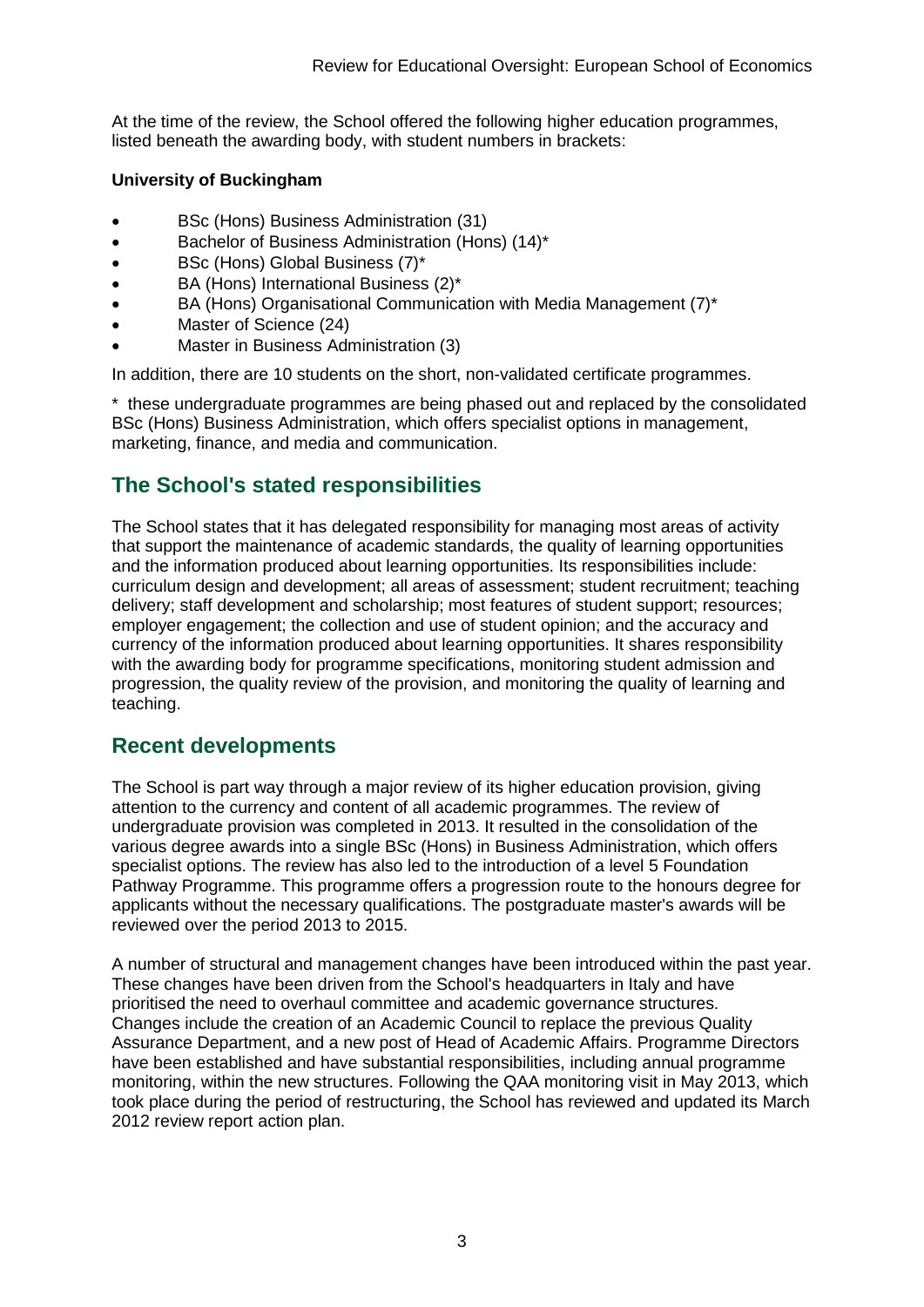At the time of the review, the School offered the following higher education programmes, listed beneath the awarding body, with student numbers in brackets:

**University of Buckingham**

- BSc (Hons) Business Administration (31)
- Bachelor of Business Administration (Hons) (14)*
- BSc (Hons) Global Business (7)*
- BA (Hons) International Business (2)*
- BA (Hons) Organisational Communication with Media Management (7)*
- Master of Science (24)
- Master in Business Administration (3)

In addition, there are 10 students on the short, non-validated certificate programmes.

\* these undergraduate programmes are being phased out and replaced by the consolidated BSc (Hons) Business Administration, which offers specialist options in management, marketing, finance, and media and communication.

## The School's stated responsibilities

The School states that it has delegated responsibility for managing most areas of activity that support the maintenance of academic standards, the quality of learning opportunities and the information produced about learning opportunities. Its responsibilities include: curriculum design and development; all areas of assessment; student recruitment; teaching delivery; staff development and scholarship; most features of student support; resources; employer engagement; the collection and use of student opinion; and the accuracy and currency of the information produced about learning opportunities. It shares responsibility with the awarding body for programme specifications, monitoring student admission and progression, the quality review of the provision, and monitoring the quality of learning and teaching.

## Recent developments

The School is part way through a major review of its higher education provision, giving attention to the currency and content of all academic programmes. The review of undergraduate provision was completed in 2013. It resulted in the consolidation of the various degree awards into a single BSc (Hons) in Business Administration, which offers specialist options. The review has also led to the introduction of a level 5 Foundation Pathway Programme. This programme offers a progression route to the honours degree for applicants without the necessary qualifications. The postgraduate master's awards will be reviewed over the period 2013 to 2015.

A number of structural and management changes have been introduced within the past year. These changes have been driven from the School's headquarters in Italy and have prioritised the need to overhaul committee and academic governance structures. Changes include the creation of an Academic Council to replace the previous Quality Assurance Department, and a new post of Head of Academic Affairs. Programme Directors have been established and have substantial responsibilities, including annual programme monitoring, within the new structures. Following the QAA monitoring visit in May 2013, which took place during the period of restructuring, the School has reviewed and updated its March 2012 review report action plan.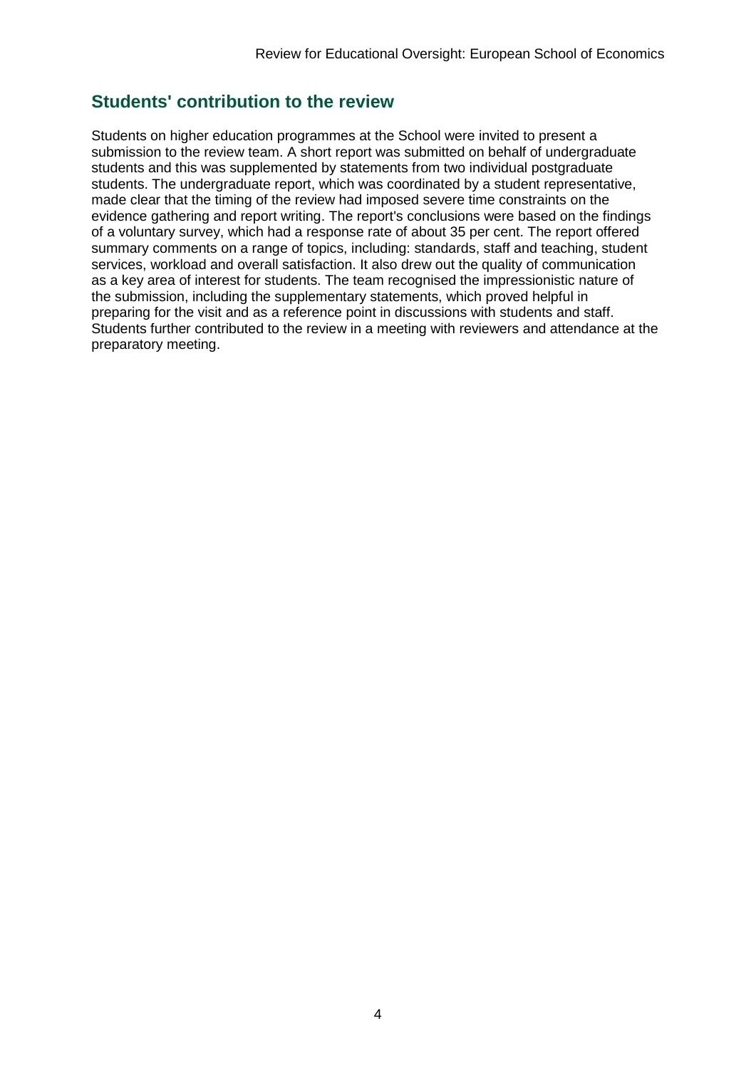## Students' contribution to the review

Students on higher education programmes at the School were invited to present a submission to the review team. A short report was submitted on behalf of undergraduate students and this was supplemented by statements from two individual postgraduate students. The undergraduate report, which was coordinated by a student representative, made clear that the timing of the review had imposed severe time constraints on the evidence gathering and report writing. The report's conclusions were based on the findings of a voluntary survey, which had a response rate of about 35 per cent. The report offered summary comments on a range of topics, including: standards, staff and teaching, student services, workload and overall satisfaction. It also drew out the quality of communication as a key area of interest for students. The team recognised the impressionistic nature of the submission, including the supplementary statements, which proved helpful in preparing for the visit and as a reference point in discussions with students and staff. Students further contributed to the review in a meeting with reviewers and attendance at the preparatory meeting.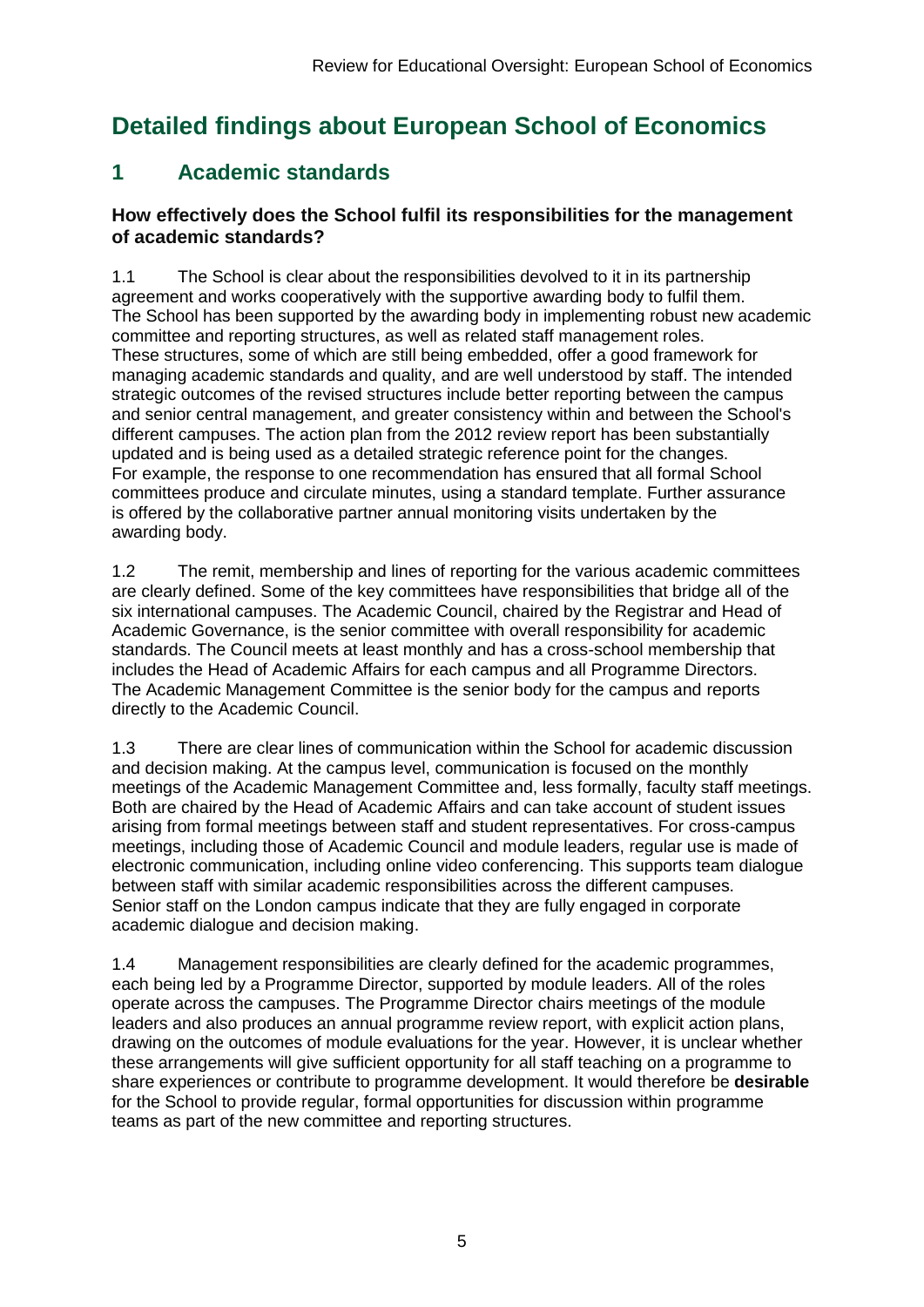# Detailed findings about European School of Economics

## 1 Academic standards

### How effectively does the School fulfil its responsibilities for the management of academic standards?

1.1 The School is clear about the responsibilities devolved to it in its partnership agreement and works cooperatively with the supportive awarding body to fulfil them. The School has been supported by the awarding body in implementing robust new academic committee and reporting structures, as well as related staff management roles. These structures, some of which are still being embedded, offer a good framework for managing academic standards and quality, and are well understood by staff. The intended strategic outcomes of the revised structures include better reporting between the campus and senior central management, and greater consistency within and between the School's different campuses. The action plan from the 2012 review report has been substantially updated and is being used as a detailed strategic reference point for the changes. For example, the response to one recommendation has ensured that all formal School committees produce and circulate minutes, using a standard template. Further assurance is offered by the collaborative partner annual monitoring visits undertaken by the awarding body.

1.2 The remit, membership and lines of reporting for the various academic committees are clearly defined. Some of the key committees have responsibilities that bridge all of the six international campuses. The Academic Council, chaired by the Registrar and Head of Academic Governance, is the senior committee with overall responsibility for academic standards. The Council meets at least monthly and has a cross-school membership that includes the Head of Academic Affairs for each campus and all Programme Directors. The Academic Management Committee is the senior body for the campus and reports directly to the Academic Council.

1.3 There are clear lines of communication within the School for academic discussion and decision making. At the campus level, communication is focused on the monthly meetings of the Academic Management Committee and, less formally, faculty staff meetings. Both are chaired by the Head of Academic Affairs and can take account of student issues arising from formal meetings between staff and student representatives. For cross-campus meetings, including those of Academic Council and module leaders, regular use is made of electronic communication, including online video conferencing. This supports team dialogue between staff with similar academic responsibilities across the different campuses. Senior staff on the London campus indicate that they are fully engaged in corporate academic dialogue and decision making.

1.4 Management responsibilities are clearly defined for the academic programmes, each being led by a Programme Director, supported by module leaders. All of the roles operate across the campuses. The Programme Director chairs meetings of the module leaders and also produces an annual programme review report, with explicit action plans, drawing on the outcomes of module evaluations for the year. However, it is unclear whether these arrangements will give sufficient opportunity for all staff teaching on a programme to share experiences or contribute to programme development. It would therefore be **desirable** for the School to provide regular, formal opportunities for discussion within programme teams as part of the new committee and reporting structures.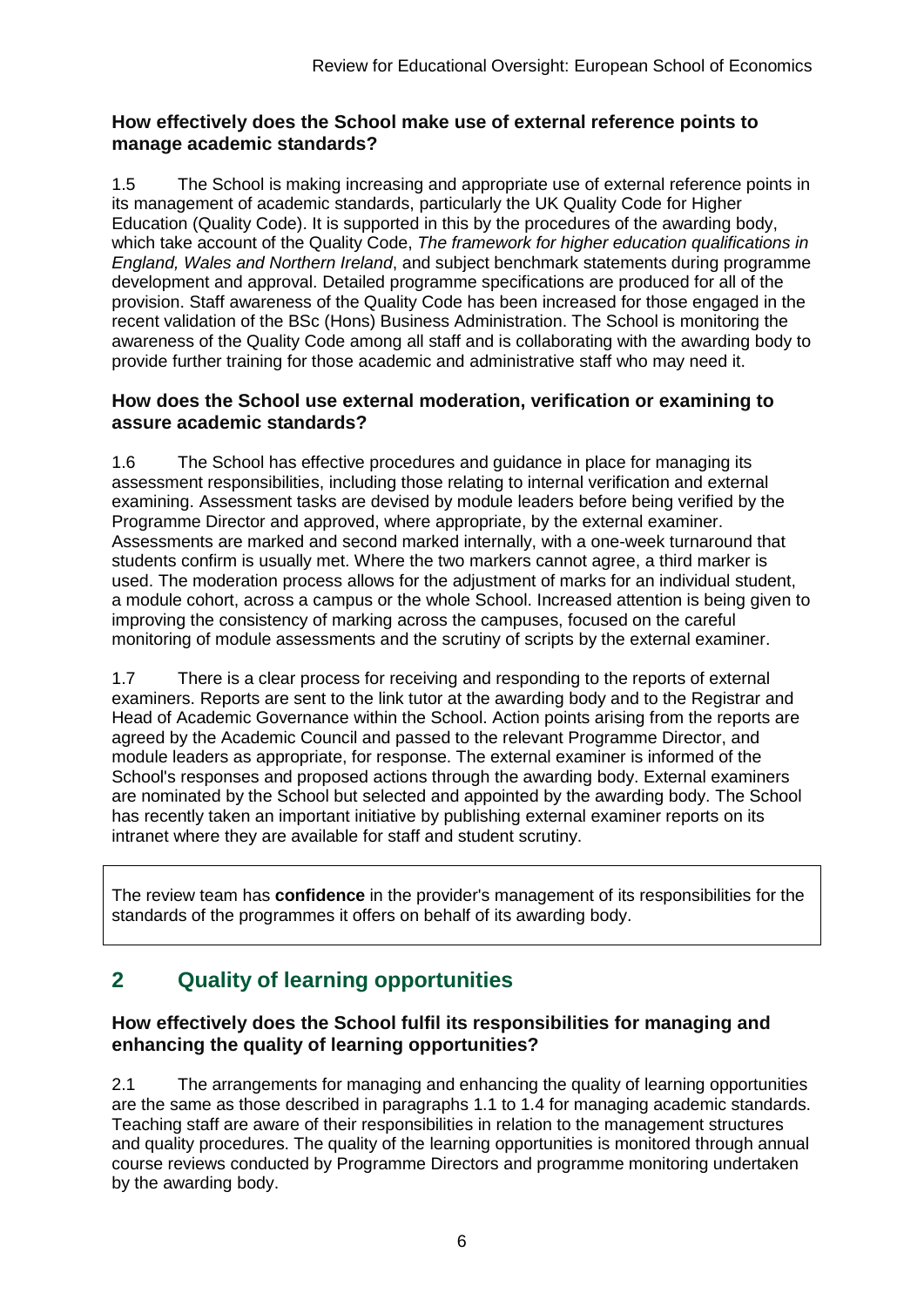### How effectively does the School make use of external reference points to manage academic standards?

1.5 The School is making increasing and appropriate use of external reference points in its management of academic standards, particularly the UK Quality Code for Higher Education (Quality Code). It is supported in this by the procedures of the awarding body, which take account of the Quality Code, *The framework for higher education qualifications in England, Wales and Northern Ireland*, and subject benchmark statements during programme development and approval. Detailed programme specifications are produced for all of the provision. Staff awareness of the Quality Code has been increased for those engaged in the recent validation of the BSc (Hons) Business Administration. The School is monitoring the awareness of the Quality Code among all staff and is collaborating with the awarding body to provide further training for those academic and administrative staff who may need it.

### How does the School use external moderation, verification or examining to assure academic standards?

1.6 The School has effective procedures and guidance in place for managing its assessment responsibilities, including those relating to internal verification and external examining. Assessment tasks are devised by module leaders before being verified by the Programme Director and approved, where appropriate, by the external examiner. Assessments are marked and second marked internally, with a one-week turnaround that students confirm is usually met. Where the two markers cannot agree, a third marker is used. The moderation process allows for the adjustment of marks for an individual student, a module cohort, across a campus or the whole School. Increased attention is being given to improving the consistency of marking across the campuses, focused on the careful monitoring of module assessments and the scrutiny of scripts by the external examiner.

1.7 There is a clear process for receiving and responding to the reports of external examiners. Reports are sent to the link tutor at the awarding body and to the Registrar and Head of Academic Governance within the School. Action points arising from the reports are agreed by the Academic Council and passed to the relevant Programme Director, and module leaders as appropriate, for response. The external examiner is informed of the School's responses and proposed actions through the awarding body. External examiners are nominated by the School but selected and appointed by the awarding body. The School has recently taken an important initiative by publishing external examiner reports on its intranet where they are available for staff and student scrutiny.

The review team has **confidence** in the provider's management of its responsibilities for the standards of the programmes it offers on behalf of its awarding body.

## 2 Quality of learning opportunities

### How effectively does the School fulfil its responsibilities for managing and enhancing the quality of learning opportunities?

2.1 The arrangements for managing and enhancing the quality of learning opportunities are the same as those described in paragraphs 1.1 to 1.4 for managing academic standards. Teaching staff are aware of their responsibilities in relation to the management structures and quality procedures. The quality of the learning opportunities is monitored through annual course reviews conducted by Programme Directors and programme monitoring undertaken by the awarding body.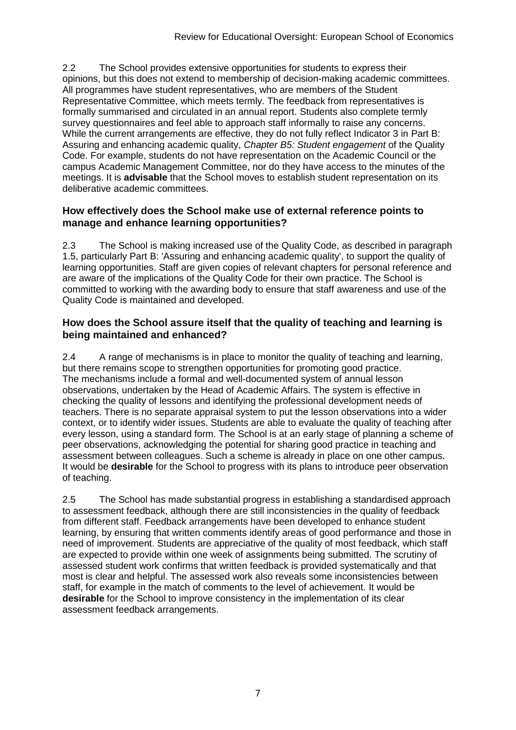2.2 The School provides extensive opportunities for students to express their opinions, but this does not extend to membership of decision-making academic committees. All programmes have student representatives, who are members of the Student Representative Committee, which meets termly. The feedback from representatives is formally summarised and circulated in an annual report. Students also complete termly survey questionnaires and feel able to approach staff informally to raise any concerns. While the current arrangements are effective, they do not fully reflect Indicator 3 in Part B: Assuring and enhancing academic quality, *Chapter B5: Student engagement* of the Quality Code. For example, students do not have representation on the Academic Council or the campus Academic Management Committee, nor do they have access to the minutes of the meetings. It is **advisable** that the School moves to establish student representation on its deliberative academic committees.

### How effectively does the School make use of external reference points to manage and enhance learning opportunities?

2.3 The School is making increased use of the Quality Code, as described in paragraph 1.5, particularly Part B: 'Assuring and enhancing academic quality', to support the quality of learning opportunities. Staff are given copies of relevant chapters for personal reference and are aware of the implications of the Quality Code for their own practice. The School is committed to working with the awarding body to ensure that staff awareness and use of the Quality Code is maintained and developed.

### How does the School assure itself that the quality of teaching and learning is being maintained and enhanced?

2.4 A range of mechanisms is in place to monitor the quality of teaching and learning, but there remains scope to strengthen opportunities for promoting good practice. The mechanisms include a formal and well-documented system of annual lesson observations, undertaken by the Head of Academic Affairs. The system is effective in checking the quality of lessons and identifying the professional development needs of teachers. There is no separate appraisal system to put the lesson observations into a wider context, or to identify wider issues. Students are able to evaluate the quality of teaching after every lesson, using a standard form. The School is at an early stage of planning a scheme of peer observations, acknowledging the potential for sharing good practice in teaching and assessment between colleagues. Such a scheme is already in place on one other campus. It would be **desirable** for the School to progress with its plans to introduce peer observation of teaching.

2.5 The School has made substantial progress in establishing a standardised approach to assessment feedback, although there are still inconsistencies in the quality of feedback from different staff. Feedback arrangements have been developed to enhance student learning, by ensuring that written comments identify areas of good performance and those in need of improvement. Students are appreciative of the quality of most feedback, which staff are expected to provide within one week of assignments being submitted. The scrutiny of assessed student work confirms that written feedback is provided systematically and that most is clear and helpful. The assessed work also reveals some inconsistencies between staff, for example in the match of comments to the level of achievement. It would be **desirable** for the School to improve consistency in the implementation of its clear assessment feedback arrangements.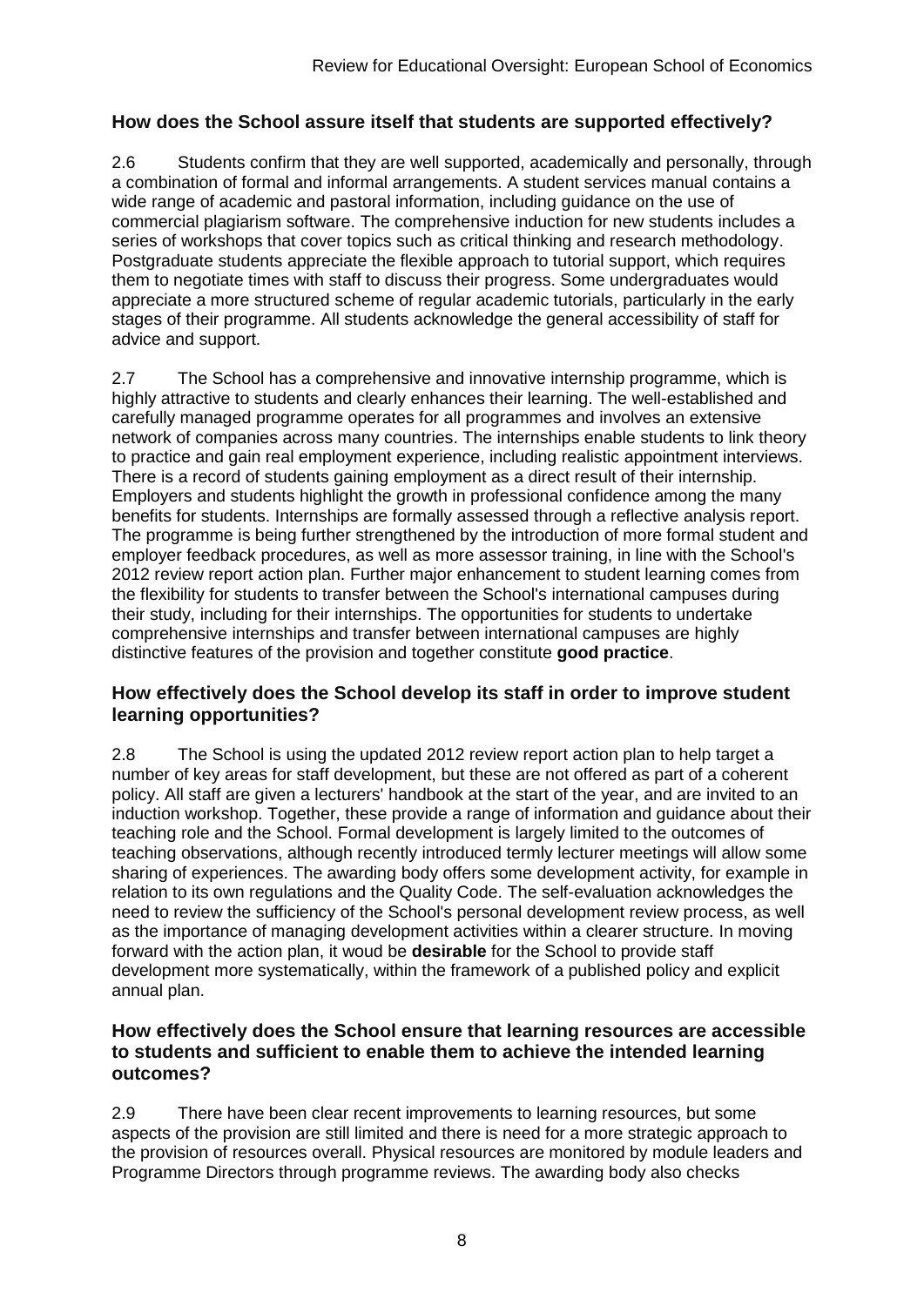### How does the School assure itself that students are supported effectively?

2.6 Students confirm that they are well supported, academically and personally, through a combination of formal and informal arrangements. A student services manual contains a wide range of academic and pastoral information, including guidance on the use of commercial plagiarism software. The comprehensive induction for new students includes a series of workshops that cover topics such as critical thinking and research methodology. Postgraduate students appreciate the flexible approach to tutorial support, which requires them to negotiate times with staff to discuss their progress. Some undergraduates would appreciate a more structured scheme of regular academic tutorials, particularly in the early stages of their programme. All students acknowledge the general accessibility of staff for advice and support.

2.7 The School has a comprehensive and innovative internship programme, which is highly attractive to students and clearly enhances their learning. The well-established and carefully managed programme operates for all programmes and involves an extensive network of companies across many countries. The internships enable students to link theory to practice and gain real employment experience, including realistic appointment interviews. There is a record of students gaining employment as a direct result of their internship. Employers and students highlight the growth in professional confidence among the many benefits for students. Internships are formally assessed through a reflective analysis report. The programme is being further strengthened by the introduction of more formal student and employer feedback procedures, as well as more assessor training, in line with the School's 2012 review report action plan. Further major enhancement to student learning comes from the flexibility for students to transfer between the School's international campuses during their study, including for their internships. The opportunities for students to undertake comprehensive internships and transfer between international campuses are highly distinctive features of the provision and together constitute **good practice**.

### How effectively does the School develop its staff in order to improve student learning opportunities?

2.8 The School is using the updated 2012 review report action plan to help target a number of key areas for staff development, but these are not offered as part of a coherent policy. All staff are given a lecturers' handbook at the start of the year, and are invited to an induction workshop. Together, these provide a range of information and guidance about their teaching role and the School. Formal development is largely limited to the outcomes of teaching observations, although recently introduced termly lecturer meetings will allow some sharing of experiences. The awarding body offers some development activity, for example in relation to its own regulations and the Quality Code. The self-evaluation acknowledges the need to review the sufficiency of the School's personal development review process, as well as the importance of managing development activities within a clearer structure. In moving forward with the action plan, it woud be **desirable** for the School to provide staff development more systematically, within the framework of a published policy and explicit annual plan.

### How effectively does the School ensure that learning resources are accessible to students and sufficient to enable them to achieve the intended learning outcomes?

2.9 There have been clear recent improvements to learning resources, but some aspects of the provision are still limited and there is need for a more strategic approach to the provision of resources overall. Physical resources are monitored by module leaders and Programme Directors through programme reviews. The awarding body also checks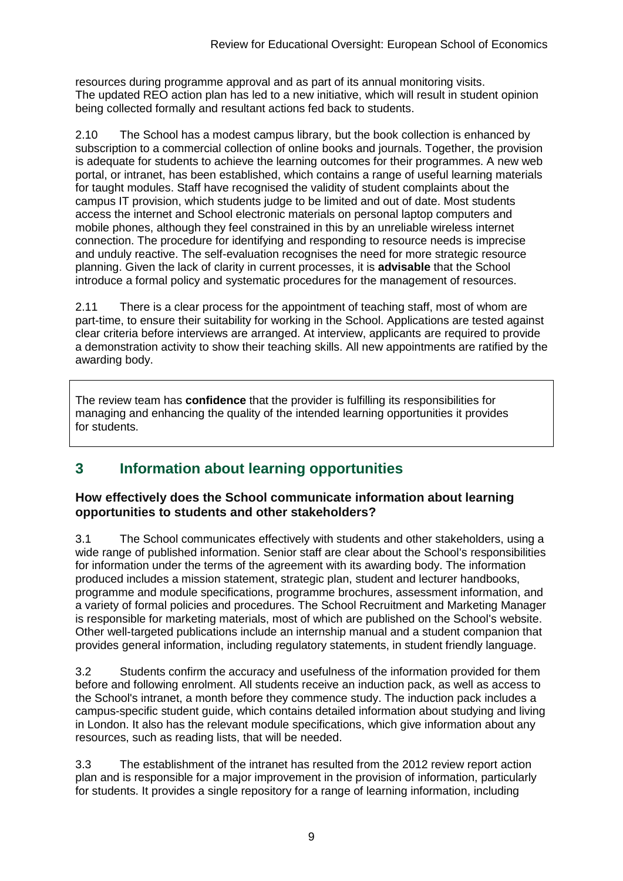resources during programme approval and as part of its annual monitoring visits. The updated REO action plan has led to a new initiative, which will result in student opinion being collected formally and resultant actions fed back to students.

2.10 The School has a modest campus library, but the book collection is enhanced by subscription to a commercial collection of online books and journals. Together, the provision is adequate for students to achieve the learning outcomes for their programmes. A new web portal, or intranet, has been established, which contains a range of useful learning materials for taught modules. Staff have recognised the validity of student complaints about the campus IT provision, which students judge to be limited and out of date. Most students access the internet and School electronic materials on personal laptop computers and mobile phones, although they feel constrained in this by an unreliable wireless internet connection. The procedure for identifying and responding to resource needs is imprecise and unduly reactive. The self-evaluation recognises the need for more strategic resource planning. Given the lack of clarity in current processes, it is **advisable** that the School introduce a formal policy and systematic procedures for the management of resources.

2.11 There is a clear process for the appointment of teaching staff, most of whom are part-time, to ensure their suitability for working in the School. Applications are tested against clear criteria before interviews are arranged. At interview, applicants are required to provide a demonstration activity to show their teaching skills. All new appointments are ratified by the awarding body.

The review team has **confidence** that the provider is fulfilling its responsibilities for managing and enhancing the quality of the intended learning opportunities it provides for students.

## 3 Information about learning opportunities

### How effectively does the School communicate information about learning opportunities to students and other stakeholders?

3.1 The School communicates effectively with students and other stakeholders, using a wide range of published information. Senior staff are clear about the School's responsibilities for information under the terms of the agreement with its awarding body. The information produced includes a mission statement, strategic plan, student and lecturer handbooks, programme and module specifications, programme brochures, assessment information, and a variety of formal policies and procedures. The School Recruitment and Marketing Manager is responsible for marketing materials, most of which are published on the School's website. Other well-targeted publications include an internship manual and a student companion that provides general information, including regulatory statements, in student friendly language.

3.2 Students confirm the accuracy and usefulness of the information provided for them before and following enrolment. All students receive an induction pack, as well as access to the School's intranet, a month before they commence study. The induction pack includes a campus-specific student guide, which contains detailed information about studying and living in London. It also has the relevant module specifications, which give information about any resources, such as reading lists, that will be needed.

3.3 The establishment of the intranet has resulted from the 2012 review report action plan and is responsible for a major improvement in the provision of information, particularly for students. It provides a single repository for a range of learning information, including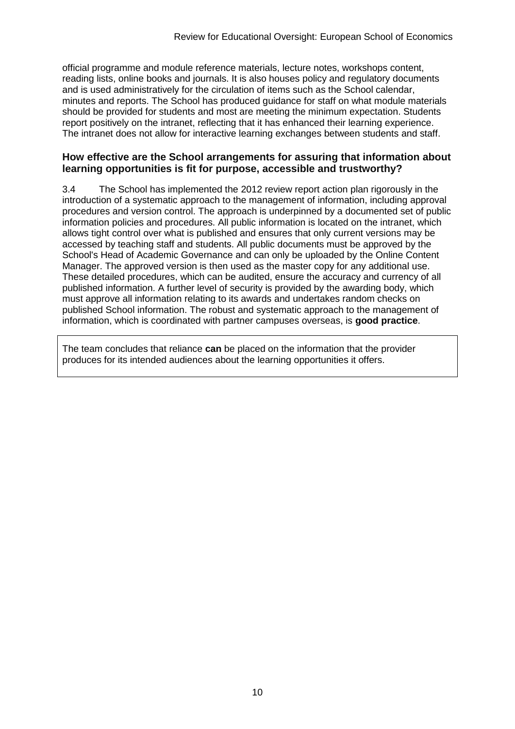official programme and module reference materials, lecture notes, workshops content, reading lists, online books and journals. It is also houses policy and regulatory documents and is used administratively for the circulation of items such as the School calendar, minutes and reports. The School has produced guidance for staff on what module materials should be provided for students and most are meeting the minimum expectation. Students report positively on the intranet, reflecting that it has enhanced their learning experience. The intranet does not allow for interactive learning exchanges between students and staff.

### How effective are the School arrangements for assuring that information about learning opportunities is fit for purpose, accessible and trustworthy?

3.4 The School has implemented the 2012 review report action plan rigorously in the introduction of a systematic approach to the management of information, including approval procedures and version control. The approach is underpinned by a documented set of public information policies and procedures. All public information is located on the intranet, which allows tight control over what is published and ensures that only current versions may be accessed by teaching staff and students. All public documents must be approved by the School's Head of Academic Governance and can only be uploaded by the Online Content Manager. The approved version is then used as the master copy for any additional use. These detailed procedures, which can be audited, ensure the accuracy and currency of all published information. A further level of security is provided by the awarding body, which must approve all information relating to its awards and undertakes random checks on published School information. The robust and systematic approach to the management of information, which is coordinated with partner campuses overseas, is **good practice**.

The team concludes that reliance **can** be placed on the information that the provider produces for its intended audiences about the learning opportunities it offers.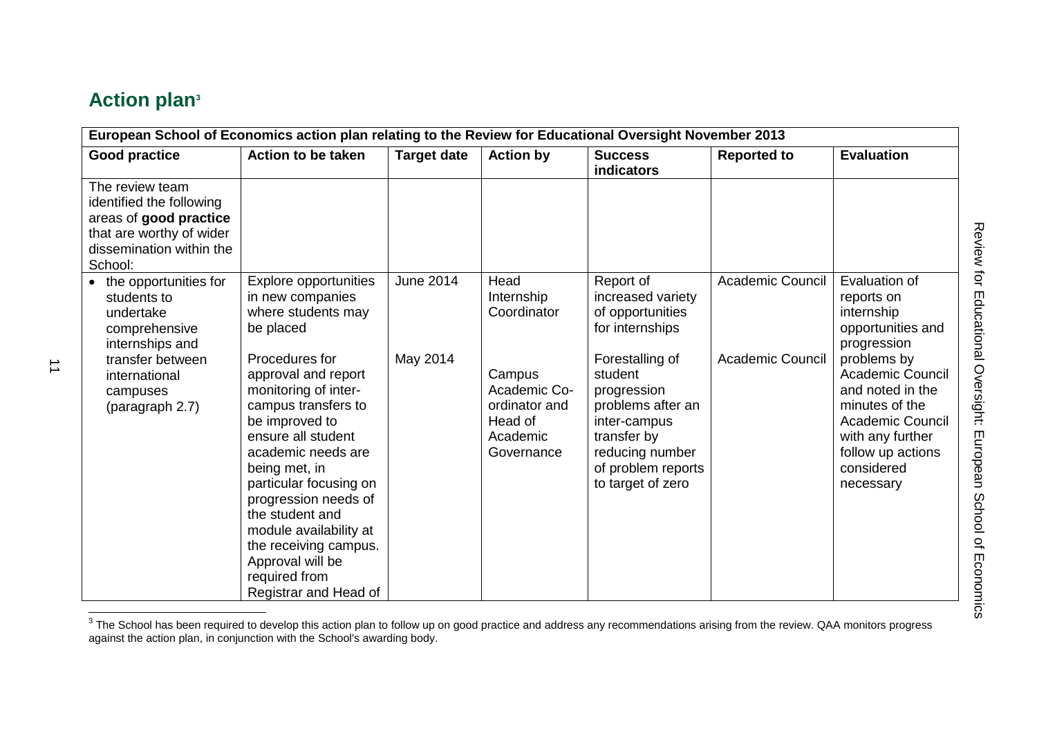## Action plan[3]

| European School of Economics action plan relating to the Review for Educational Oversight November 2013 | | | | | | |
|---|---|---|---|---|---|---|
| **Good practice** | **Action to be taken** | **Target date** | **Action by** | **Success indicators** | **Reported to** | **Evaluation** |
| The review team identified the following areas of **good practice** that are worthy of wider dissemination within the School: | | | | | | |
| • the opportunities for students to undertake comprehensive internships and transfer between international campuses (paragraph 2.7) | Explore opportunities in new companies where students may be placed | June 2014 | Head Internship Coordinator | Report of increased variety of opportunities for internships | Academic Council | Evaluation of reports on internship opportunities and progression problems by Academic Council and noted in the minutes of the Academic Council with any further follow up actions considered necessary |
| | Procedures for approval and report monitoring of inter-campus transfers to be improved to ensure all student academic needs are being met, in particular focusing on progression needs of the student and module availability at the receiving campus. Approval will be required from Registrar and Head of | May 2014 | Campus Academic Co-ordinator and Head of Academic Governance | Forestalling of student progression problems after an inter-campus transfer by reducing number of problem reports to target of zero | Academic Council | |

[3] The School has been required to develop this action plan to follow up on good practice and address any recommendations arising from the review. QAA monitors progress against the action plan, in conjunction with the School's awarding body.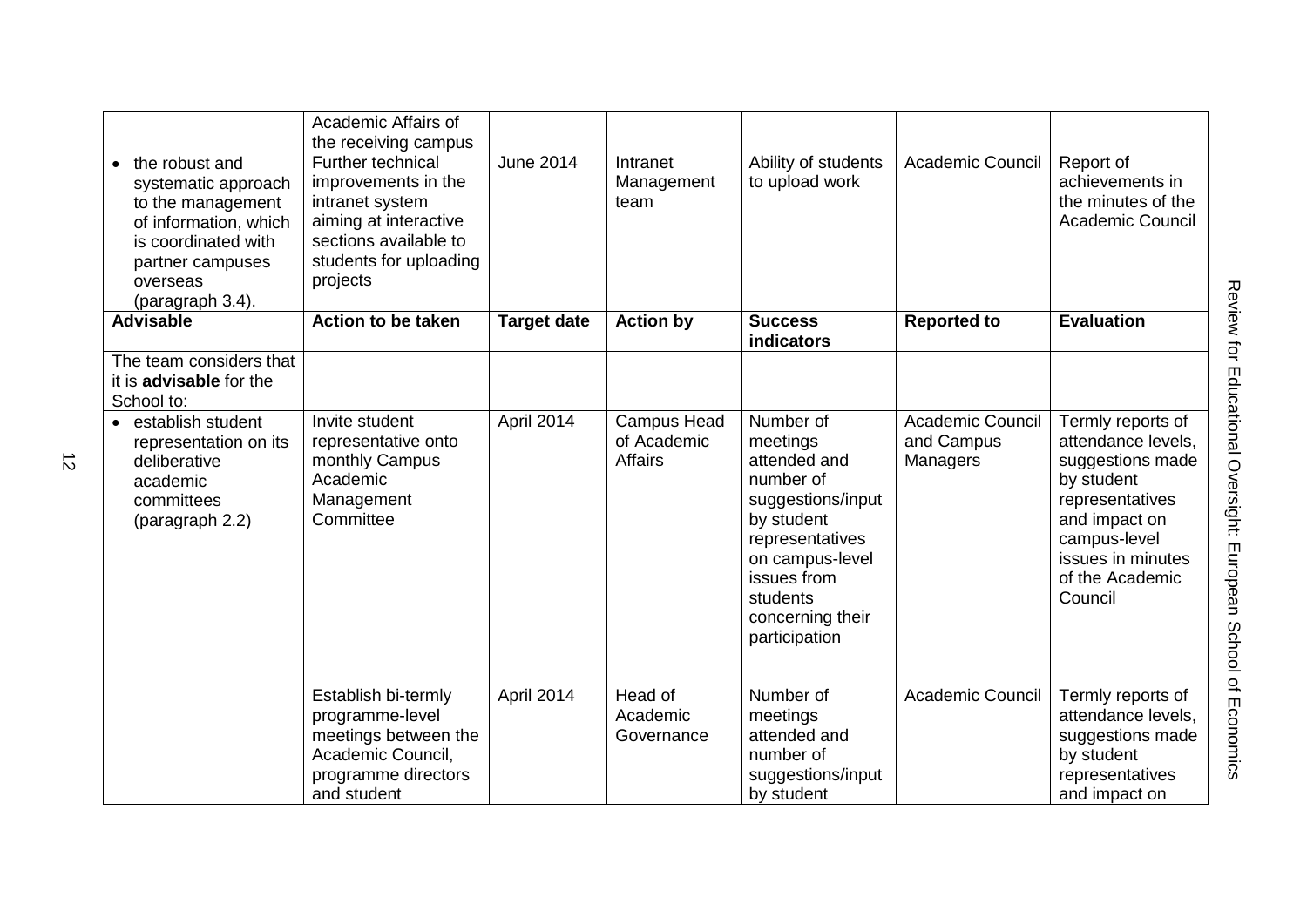| | Academic Affairs of the receiving campus | | | | | |
|---|---|---|---|---|---|---|
| • the robust and systematic approach to the management of information, which is coordinated with partner campuses overseas (paragraph 3.4). | Further technical improvements in the intranet system aiming at interactive sections available to students for uploading projects | June 2014 | Intranet Management team | Ability of students to upload work | Academic Council | Report of achievements in the minutes of the Academic Council |
| **Advisable** | **Action to be taken** | **Target date** | **Action by** | **Success indicators** | **Reported to** | **Evaluation** |
| The team considers that it is **advisable** for the School to: | | | | | | |
| • establish student representation on its deliberative academic committees (paragraph 2.2) | Invite student representative onto monthly Campus Academic Management Committee | April 2014 | Campus Head of Academic Affairs | Number of meetings attended and number of suggestions/input by student representatives on campus-level issues from students concerning their participation | Academic Council and Campus Managers | Termly reports of attendance levels, suggestions made by student representatives and impact on campus-level issues in minutes of the Academic Council |
| | Establish bi-termly programme-level meetings between the Academic Council, programme directors and student | April 2014 | Head of Academic Governance | Number of meetings attended and number of suggestions/input by student | Academic Council | Termly reports of attendance levels, suggestions made by student representatives and impact on |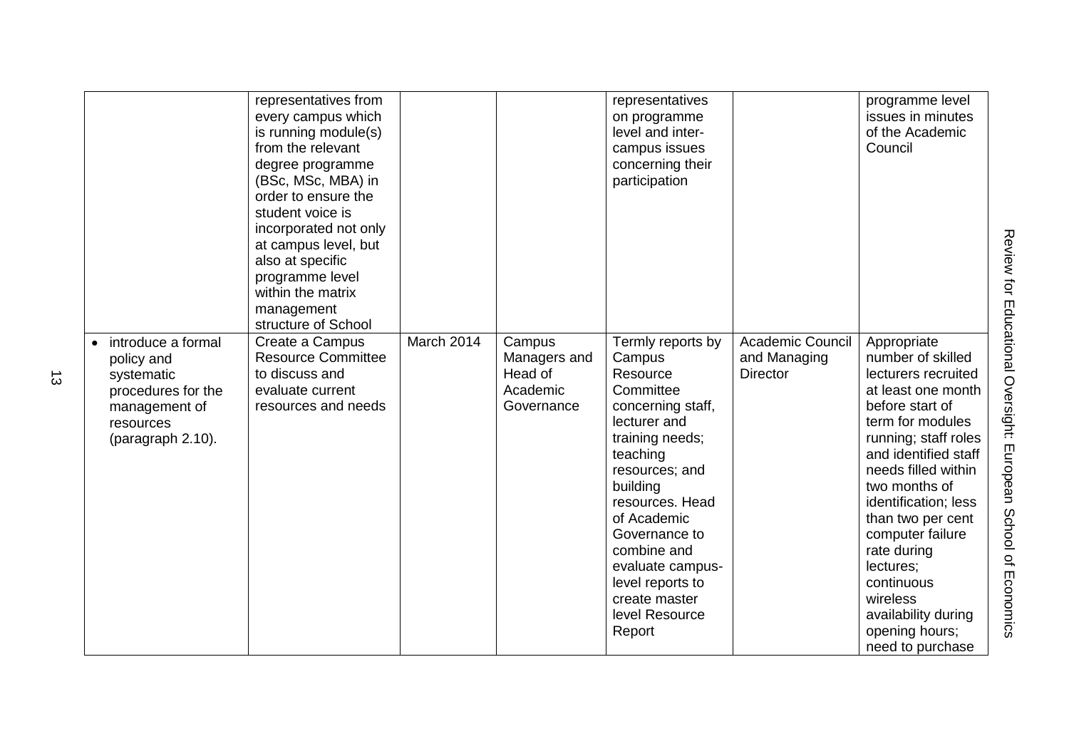| | | | | | | |
|---|---|---|---|---|---|---|
| | representatives from every campus which is running module(s) from the relevant degree programme (BSc, MSc, MBA) in order to ensure the student voice is incorporated not only at campus level, but also at specific programme level within the matrix management structure of School | | | representatives on programme level and inter-campus issues concerning their participation | | programme level issues in minutes of the Academic Council |
| • introduce a formal policy and systematic procedures for the management of resources (paragraph 2.10). | Create a Campus Resource Committee to discuss and evaluate current resources and needs | March 2014 | Campus Managers and Head of Academic Governance | Termly reports by Campus Resource Committee concerning staff, lecturer and training needs; teaching resources; and building resources. Head of Academic Governance to combine and evaluate campus-level reports to create master level Resource Report | Academic Council and Managing Director | Appropriate number of skilled lecturers recruited at least one month before start of term for modules running; staff roles and identified staff needs filled within two months of identification; less than two per cent computer failure rate during lectures; continuous wireless availability during opening hours; need to purchase |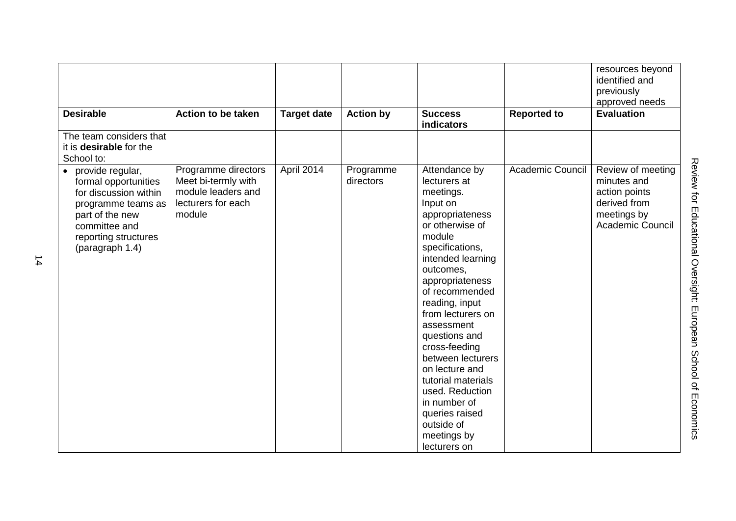| | | | | | | resources beyond identified and previously approved needs |
|---|---|---|---|---|---|---|
| **Desirable** | **Action to be taken** | **Target date** | **Action by** | **Success indicators** | **Reported to** | **Evaluation** |
| The team considers that it is **desirable** for the School to: | | | | | | |
| • provide regular, formal opportunities for discussion within programme teams as part of the new committee and reporting structures (paragraph 1.4) | Programme directors Meet bi-termly with module leaders and lecturers for each module | April 2014 | Programme directors | Attendance by lecturers at meetings. Input on appropriateness or otherwise of module specifications, intended learning outcomes, appropriateness of recommended reading, input from lecturers on assessment questions and cross-feeding between lecturers on lecture and tutorial materials used. Reduction in number of queries raised outside of meetings by lecturers on | Academic Council | Review of meeting minutes and action points derived from meetings by Academic Council |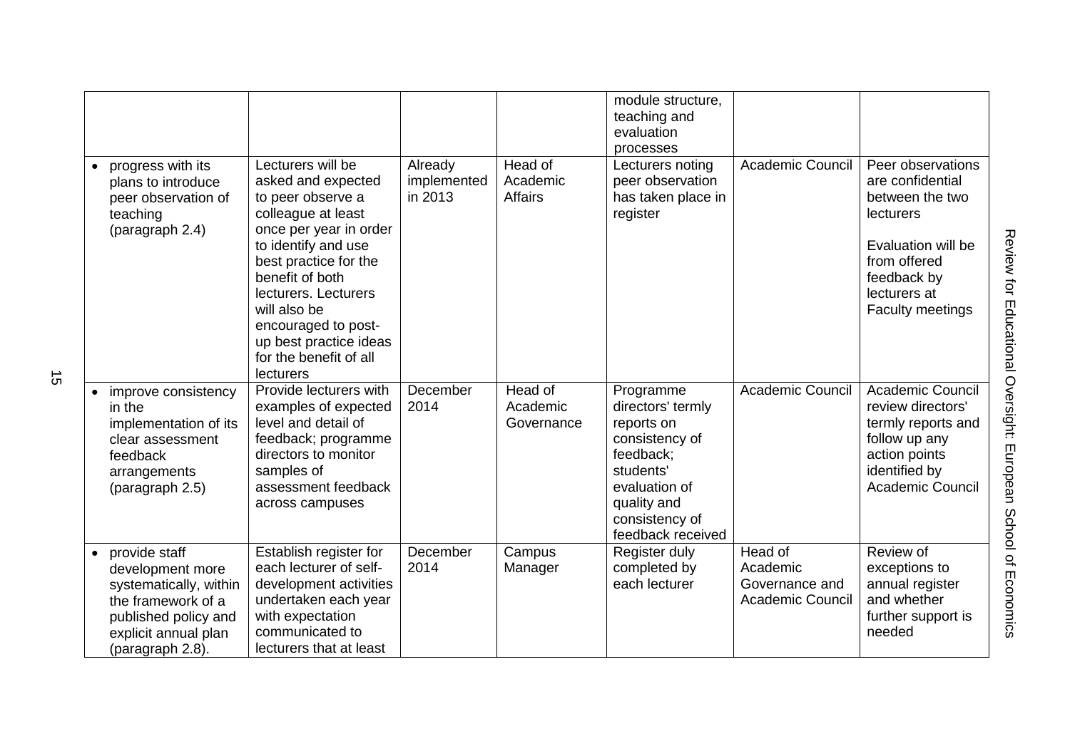| | | | | | | |
|---|---|---|---|---|---|---|
| | | | | module structure, teaching and evaluation processes | | |
| • progress with its plans to introduce peer observation of teaching (paragraph 2.4) | Lecturers will be asked and expected to peer observe a colleague at least once per year in order to identify and use best practice for the benefit of both lecturers. Lecturers will also be encouraged to post-up best practice ideas for the benefit of all lecturers | Already implemented in 2013 | Head of Academic Affairs | Lecturers noting peer observation has taken place in register | Academic Council | Peer observations are confidential between the two lecturers<br><br>Evaluation will be from offered feedback by lecturers at Faculty meetings |
| • improve consistency in the implementation of its clear assessment feedback arrangements (paragraph 2.5) | Provide lecturers with examples of expected level and detail of feedback; programme directors to monitor samples of assessment feedback across campuses | December 2014 | Head of Academic Governance | Programme directors' termly reports on consistency of feedback; students' evaluation of quality and consistency of feedback received | Academic Council | Academic Council review directors' termly reports and follow up any action points identified by Academic Council |
| • provide staff development more systematically, within the framework of a published policy and explicit annual plan (paragraph 2.8). | Establish register for each lecturer of self-development activities undertaken each year with expectation communicated to lecturers that at least | December 2014 | Campus Manager | Register duly completed by each lecturer | Head of Academic Governance and Academic Council | Review of exceptions to annual register and whether further support is needed |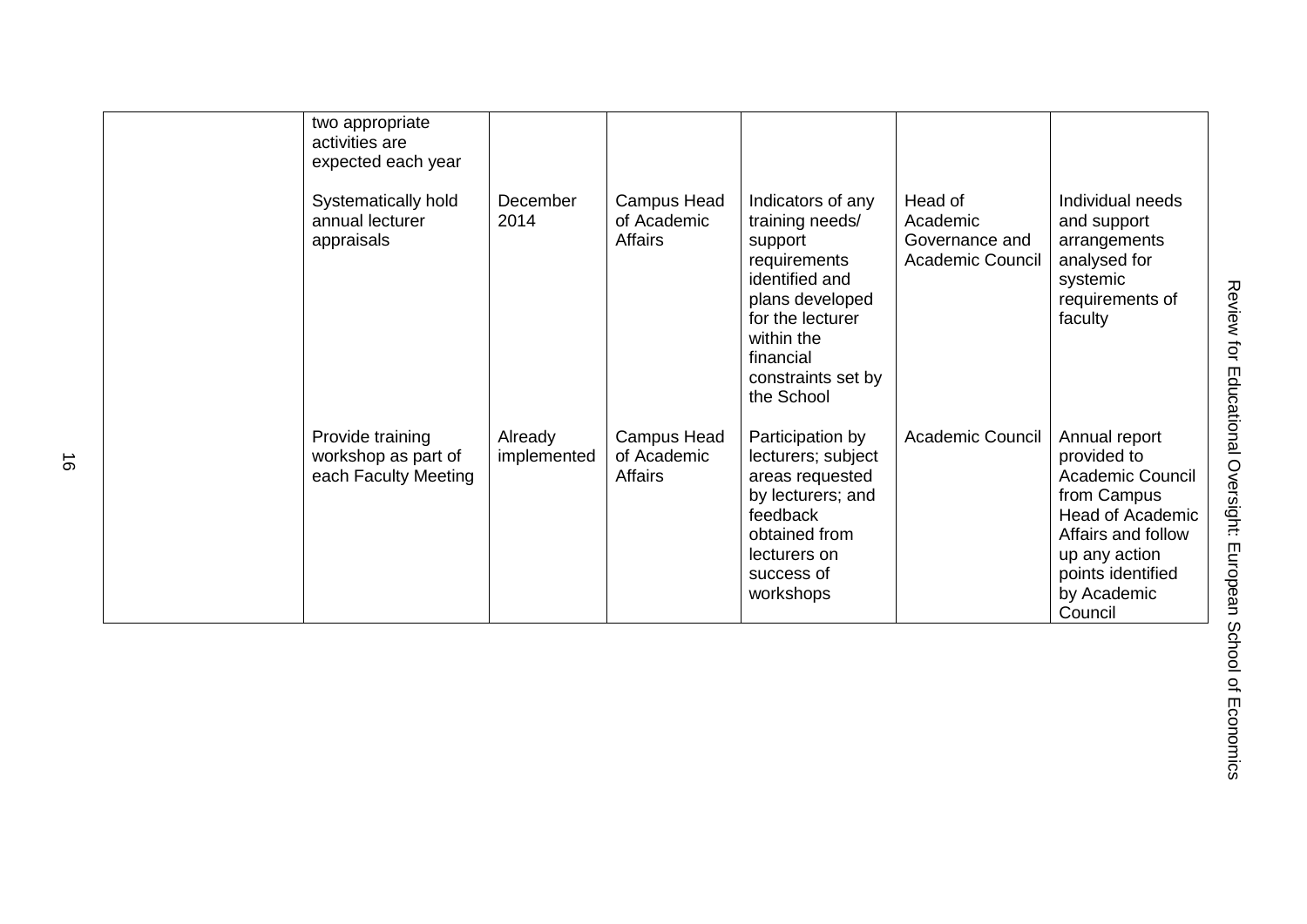|  |  |  |  |  |  |  |
|---|---|---|---|---|---|---|
|  | two appropriate activities are expected each year |  |  |  |  |  |
|  | Systematically hold annual lecturer appraisals | December 2014 | Campus Head of Academic Affairs | Indicators of any training needs/ support requirements identified and plans developed for the lecturer within the financial constraints set by the School | Head of Academic Governance and Academic Council | Individual needs and support arrangements analysed for systemic requirements of faculty |
|  | Provide training workshop as part of each Faculty Meeting | Already implemented | Campus Head of Academic Affairs | Participation by lecturers; subject areas requested by lecturers; and feedback obtained from lecturers on success of workshops | Academic Council | Annual report provided to Academic Council from Campus Head of Academic Affairs and follow up any action points identified by Academic Council |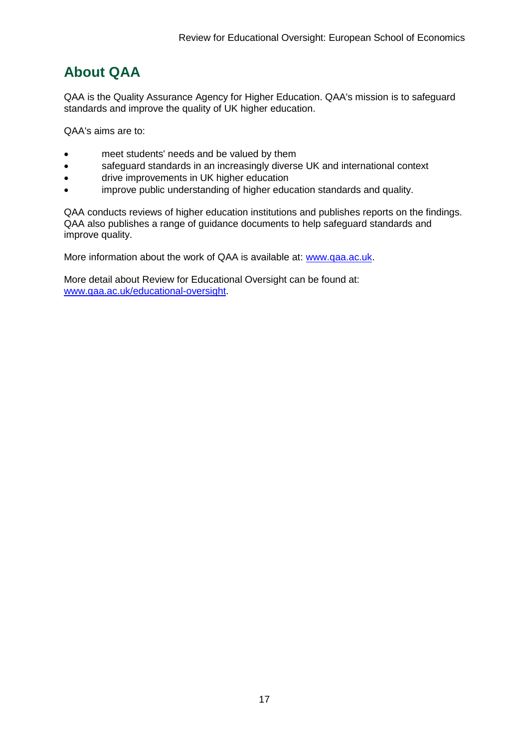# About QAA

QAA is the Quality Assurance Agency for Higher Education. QAA's mission is to safeguard standards and improve the quality of UK higher education.

QAA's aims are to:

- meet students' needs and be valued by them
- safeguard standards in an increasingly diverse UK and international context
- drive improvements in UK higher education
- improve public understanding of higher education standards and quality.

QAA conducts reviews of higher education institutions and publishes reports on the findings. QAA also publishes a range of guidance documents to help safeguard standards and improve quality.

More information about the work of QAA is available at: [www.qaa.ac.uk](http://www.qaa.ac.uk).

More detail about Review for Educational Oversight can be found at: [www.qaa.ac.uk/educational-oversight](http://www.qaa.ac.uk/educational-oversight).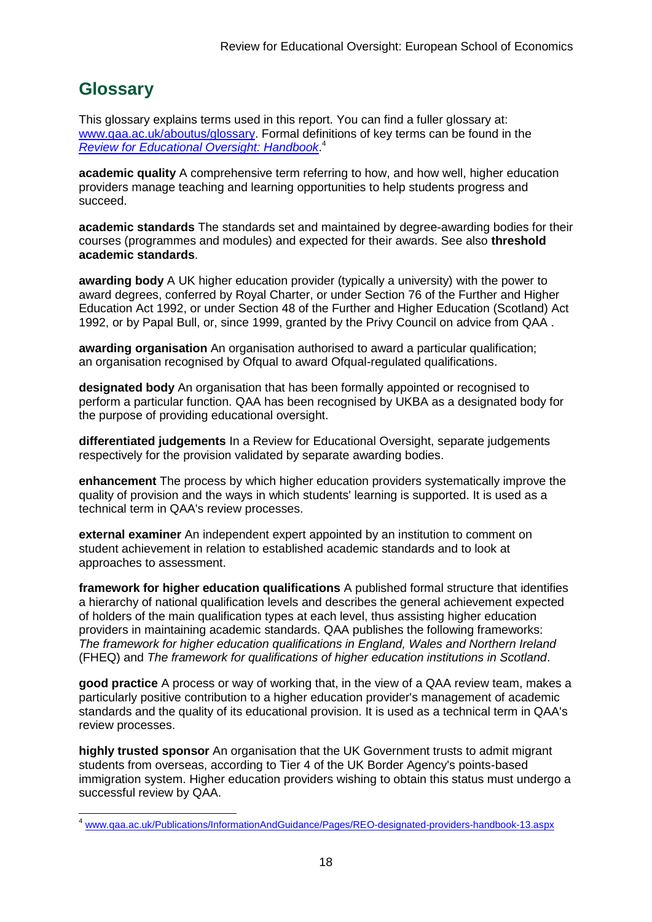## Glossary

This glossary explains terms used in this report. You can find a fuller glossary at: [www.qaa.ac.uk/aboutus/glossary](www.qaa.ac.uk/aboutus/glossary). Formal definitions of key terms can be found in the *Review for Educational Oversight: Handbook*.[4]

**academic quality** A comprehensive term referring to how, and how well, higher education providers manage teaching and learning opportunities to help students progress and succeed.

**academic standards** The standards set and maintained by degree-awarding bodies for their courses (programmes and modules) and expected for their awards. See also **threshold academic standards**.

**awarding body** A UK higher education provider (typically a university) with the power to award degrees, conferred by Royal Charter, or under Section 76 of the Further and Higher Education Act 1992, or under Section 48 of the Further and Higher Education (Scotland) Act 1992, or by Papal Bull, or, since 1999, granted by the Privy Council on advice from QAA .

**awarding organisation** An organisation authorised to award a particular qualification; an organisation recognised by Ofqual to award Ofqual-regulated qualifications.

**designated body** An organisation that has been formally appointed or recognised to perform a particular function. QAA has been recognised by UKBA as a designated body for the purpose of providing educational oversight.

**differentiated judgements** In a Review for Educational Oversight, separate judgements respectively for the provision validated by separate awarding bodies.

**enhancement** The process by which higher education providers systematically improve the quality of provision and the ways in which students' learning is supported. It is used as a technical term in QAA's review processes.

**external examiner** An independent expert appointed by an institution to comment on student achievement in relation to established academic standards and to look at approaches to assessment.

**framework for higher education qualifications** A published formal structure that identifies a hierarchy of national qualification levels and describes the general achievement expected of holders of the main qualification types at each level, thus assisting higher education providers in maintaining academic standards. QAA publishes the following frameworks: *The framework for higher education qualifications in England, Wales and Northern Ireland* (FHEQ) and *The framework for qualifications of higher education institutions in Scotland*.

**good practice** A process or way of working that, in the view of a QAA review team, makes a particularly positive contribution to a higher education provider's management of academic standards and the quality of its educational provision. It is used as a technical term in QAA's review processes.

**highly trusted sponsor** An organisation that the UK Government trusts to admit migrant students from overseas, according to Tier 4 of the UK Border Agency's points-based immigration system. Higher education providers wishing to obtain this status must undergo a successful review by QAA.

---

[4] [www.qaa.ac.uk/Publications/InformationAndGuidance/Pages/REO-designated-providers-handbook-13.aspx](www.qaa.ac.uk/Publications/InformationAndGuidance/Pages/REO-designated-providers-handbook-13.aspx)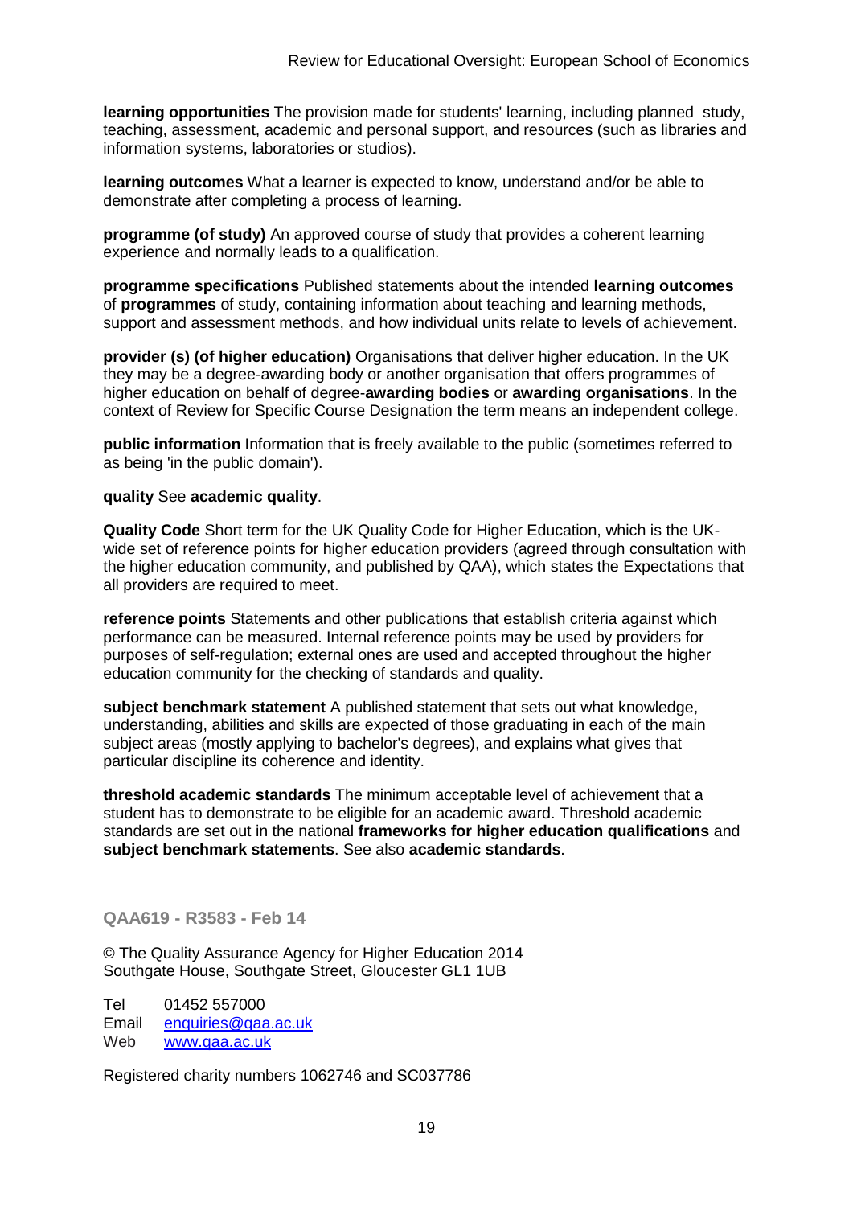**learning opportunities** The provision made for students' learning, including planned study, teaching, assessment, academic and personal support, and resources (such as libraries and information systems, laboratories or studios).

**learning outcomes** What a learner is expected to know, understand and/or be able to demonstrate after completing a process of learning.

**programme (of study)** An approved course of study that provides a coherent learning experience and normally leads to a qualification.

**programme specifications** Published statements about the intended **learning outcomes** of **programmes** of study, containing information about teaching and learning methods, support and assessment methods, and how individual units relate to levels of achievement.

**provider (s) (of higher education)** Organisations that deliver higher education. In the UK they may be a degree-awarding body or another organisation that offers programmes of higher education on behalf of degree-**awarding bodies** or **awarding organisations**. In the context of Review for Specific Course Designation the term means an independent college.

**public information** Information that is freely available to the public (sometimes referred to as being 'in the public domain').

**quality** See **academic quality**.

**Quality Code** Short term for the UK Quality Code for Higher Education, which is the UK-wide set of reference points for higher education providers (agreed through consultation with the higher education community, and published by QAA), which states the Expectations that all providers are required to meet.

**reference points** Statements and other publications that establish criteria against which performance can be measured. Internal reference points may be used by providers for purposes of self-regulation; external ones are used and accepted throughout the higher education community for the checking of standards and quality.

**subject benchmark statement** A published statement that sets out what knowledge, understanding, abilities and skills are expected of those graduating in each of the main subject areas (mostly applying to bachelor's degrees), and explains what gives that particular discipline its coherence and identity.

**threshold academic standards** The minimum acceptable level of achievement that a student has to demonstrate to be eligible for an academic award. Threshold academic standards are set out in the national **frameworks for higher education qualifications** and **subject benchmark statements**. See also **academic standards**.

**QAA619 - R3583 - Feb 14**

© The Quality Assurance Agency for Higher Education 2014
Southgate House, Southgate Street, Gloucester GL1 1UB

Tel 01452 557000
Email enquiries@qaa.ac.uk
Web www.qaa.ac.uk

Registered charity numbers 1062746 and SC037786